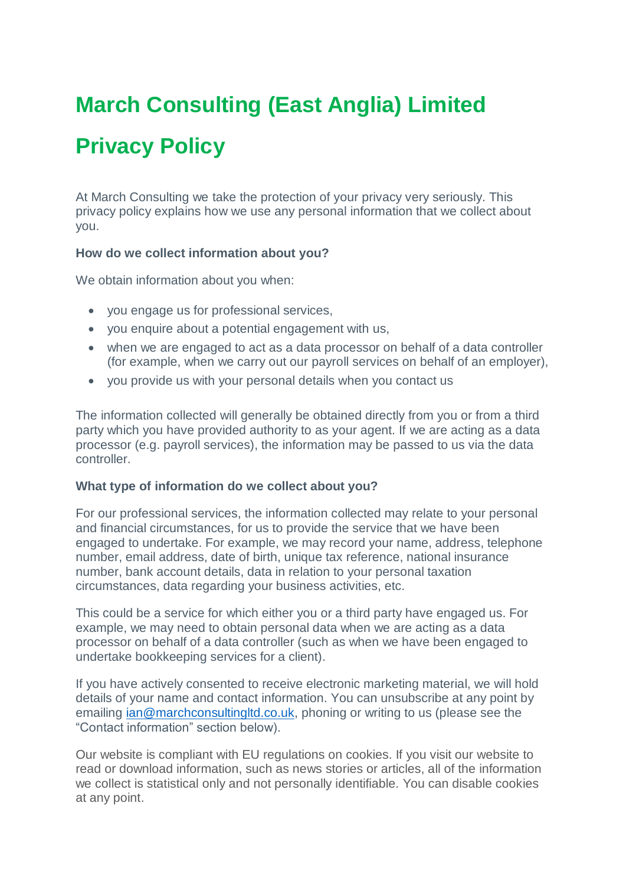# March Consulting (East Anglia) Limited

# Privacy Policy

At March Consulting we take the protection of your privacy very seriously. This privacy policy explains how we use any personal information that we collect about you.

**How do we collect information about you?**

We obtain information about you when:

- you engage us for professional services,
- you enquire about a potential engagement with us,
- when we are engaged to act as a data processor on behalf of a data controller (for example, when we carry out our payroll services on behalf of an employer),
- you provide us with your personal details when you contact us

The information collected will generally be obtained directly from you or from a third party which you have provided authority to as your agent. If we are acting as a data processor (e.g. payroll services), the information may be passed to us via the data controller.

**What type of information do we collect about you?**

For our professional services, the information collected may relate to your personal and financial circumstances, for us to provide the service that we have been engaged to undertake. For example, we may record your name, address, telephone number, email address, date of birth, unique tax reference, national insurance number, bank account details, data in relation to your personal taxation circumstances, data regarding your business activities, etc.

This could be a service for which either you or a third party have engaged us. For example, we may need to obtain personal data when we are acting as a data processor on behalf of a data controller (such as when we have been engaged to undertake bookkeeping services for a client).

If you have actively consented to receive electronic marketing material, we will hold details of your name and contact information. You can unsubscribe at any point by emailing [ian@marchconsultingltd.co.uk](mailto:ian@marchconsultingltd.co.uk), phoning or writing to us (please see the "Contact information" section below).

Our website is compliant with EU regulations on cookies. If you visit our website to read or download information, such as news stories or articles, all of the information we collect is statistical only and not personally identifiable. You can disable cookies at any point.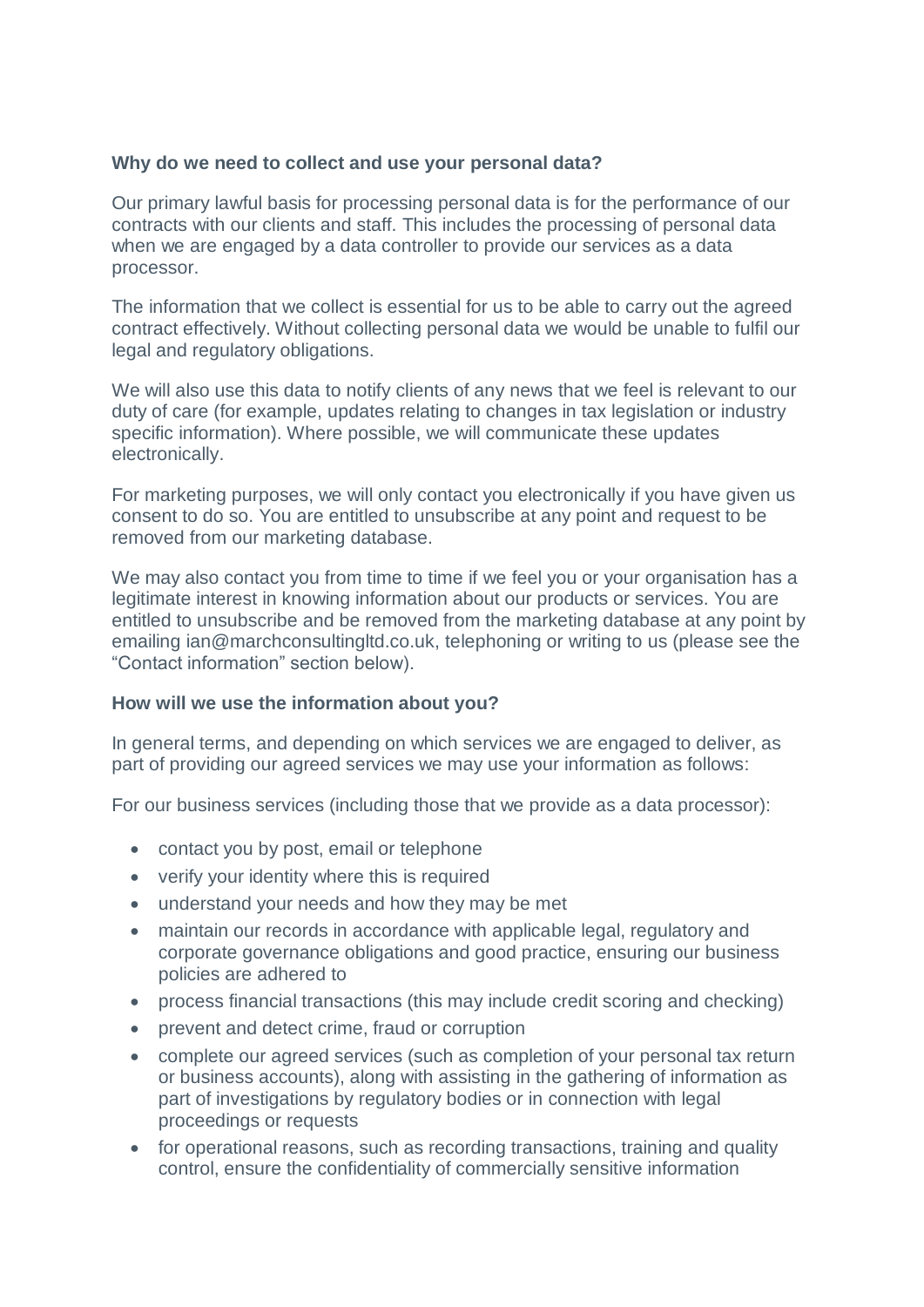**Why do we need to collect and use your personal data?**

Our primary lawful basis for processing personal data is for the performance of our contracts with our clients and staff. This includes the processing of personal data when we are engaged by a data controller to provide our services as a data processor.

The information that we collect is essential for us to be able to carry out the agreed contract effectively. Without collecting personal data we would be unable to fulfil our legal and regulatory obligations.

We will also use this data to notify clients of any news that we feel is relevant to our duty of care (for example, updates relating to changes in tax legislation or industry specific information). Where possible, we will communicate these updates electronically.

For marketing purposes, we will only contact you electronically if you have given us consent to do so. You are entitled to unsubscribe at any point and request to be removed from our marketing database.

We may also contact you from time to time if we feel you or your organisation has a legitimate interest in knowing information about our products or services. You are entitled to unsubscribe and be removed from the marketing database at any point by emailing ian@marchconsultingltd.co.uk, telephoning or writing to us (please see the "Contact information" section below).

**How will we use the information about you?**

In general terms, and depending on which services we are engaged to deliver, as part of providing our agreed services we may use your information as follows:

For our business services (including those that we provide as a data processor):

- contact you by post, email or telephone
- verify your identity where this is required
- understand your needs and how they may be met
- maintain our records in accordance with applicable legal, regulatory and corporate governance obligations and good practice, ensuring our business policies are adhered to
- process financial transactions (this may include credit scoring and checking)
- prevent and detect crime, fraud or corruption
- complete our agreed services (such as completion of your personal tax return or business accounts), along with assisting in the gathering of information as part of investigations by regulatory bodies or in connection with legal proceedings or requests
- for operational reasons, such as recording transactions, training and quality control, ensure the confidentiality of commercially sensitive information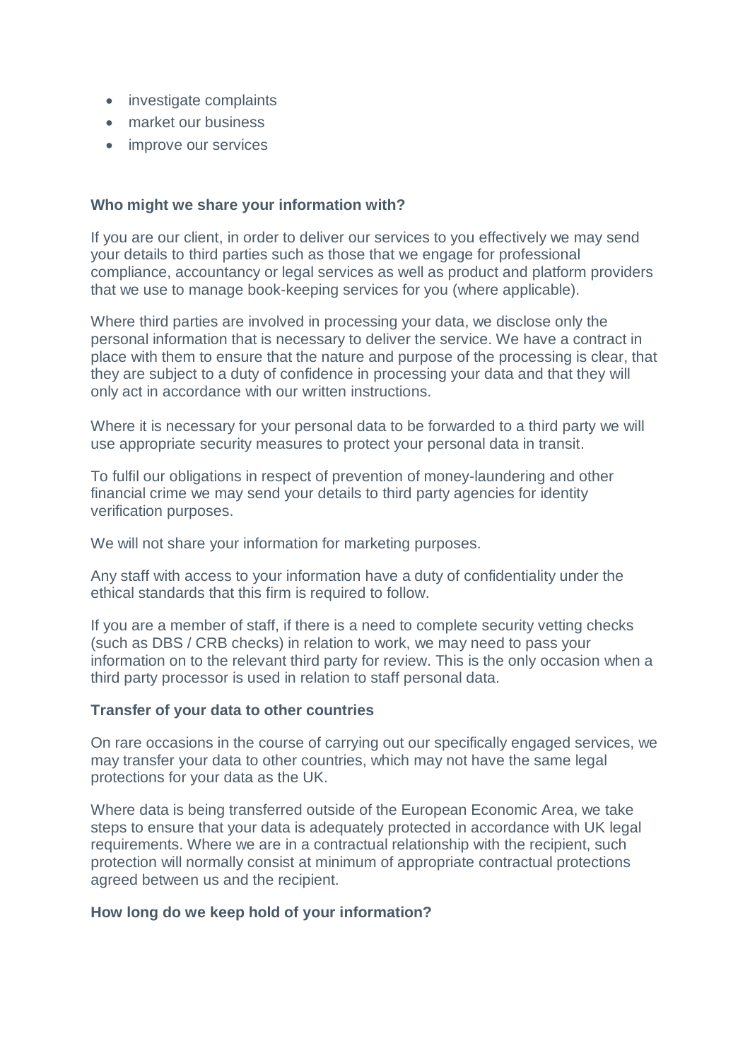- investigate complaints
- market our business
- improve our services

**Who might we share your information with?**

If you are our client, in order to deliver our services to you effectively we may send your details to third parties such as those that we engage for professional compliance, accountancy or legal services as well as product and platform providers that we use to manage book-keeping services for you (where applicable).

Where third parties are involved in processing your data, we disclose only the personal information that is necessary to deliver the service. We have a contract in place with them to ensure that the nature and purpose of the processing is clear, that they are subject to a duty of confidence in processing your data and that they will only act in accordance with our written instructions.

Where it is necessary for your personal data to be forwarded to a third party we will use appropriate security measures to protect your personal data in transit.

To fulfil our obligations in respect of prevention of money-laundering and other financial crime we may send your details to third party agencies for identity verification purposes.

We will not share your information for marketing purposes.

Any staff with access to your information have a duty of confidentiality under the ethical standards that this firm is required to follow.

If you are a member of staff, if there is a need to complete security vetting checks (such as DBS / CRB checks) in relation to work, we may need to pass your information on to the relevant third party for review. This is the only occasion when a third party processor is used in relation to staff personal data.

**Transfer of your data to other countries**

On rare occasions in the course of carrying out our specifically engaged services, we may transfer your data to other countries, which may not have the same legal protections for your data as the UK.

Where data is being transferred outside of the European Economic Area, we take steps to ensure that your data is adequately protected in accordance with UK legal requirements. Where we are in a contractual relationship with the recipient, such protection will normally consist at minimum of appropriate contractual protections agreed between us and the recipient.

**How long do we keep hold of your information?**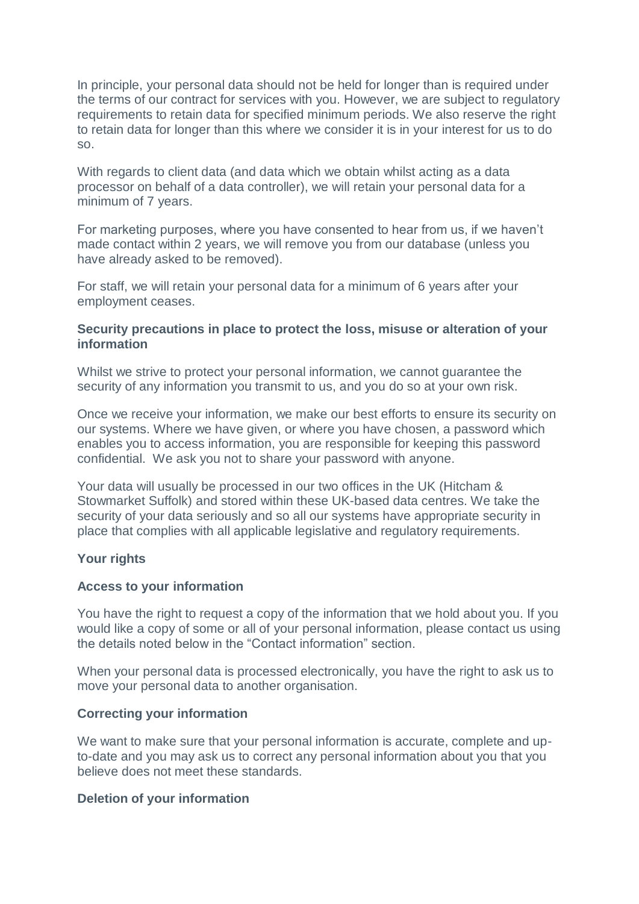In principle, your personal data should not be held for longer than is required under the terms of our contract for services with you. However, we are subject to regulatory requirements to retain data for specified minimum periods. We also reserve the right to retain data for longer than this where we consider it is in your interest for us to do so.

With regards to client data (and data which we obtain whilst acting as a data processor on behalf of a data controller), we will retain your personal data for a minimum of 7 years.

For marketing purposes, where you have consented to hear from us, if we haven't made contact within 2 years, we will remove you from our database (unless you have already asked to be removed).

For staff, we will retain your personal data for a minimum of 6 years after your employment ceases.

**Security precautions in place to protect the loss, misuse or alteration of your information**

Whilst we strive to protect your personal information, we cannot guarantee the security of any information you transmit to us, and you do so at your own risk.

Once we receive your information, we make our best efforts to ensure its security on our systems. Where we have given, or where you have chosen, a password which enables you to access information, you are responsible for keeping this password confidential. We ask you not to share your password with anyone.

Your data will usually be processed in our two offices in the UK (Hitcham & Stowmarket Suffolk) and stored within these UK-based data centres. We take the security of your data seriously and so all our systems have appropriate security in place that complies with all applicable legislative and regulatory requirements.

**Your rights**

**Access to your information**

You have the right to request a copy of the information that we hold about you. If you would like a copy of some or all of your personal information, please contact us using the details noted below in the "Contact information" section.

When your personal data is processed electronically, you have the right to ask us to move your personal data to another organisation.

**Correcting your information**

We want to make sure that your personal information is accurate, complete and up-to-date and you may ask us to correct any personal information about you that you believe does not meet these standards.

**Deletion of your information**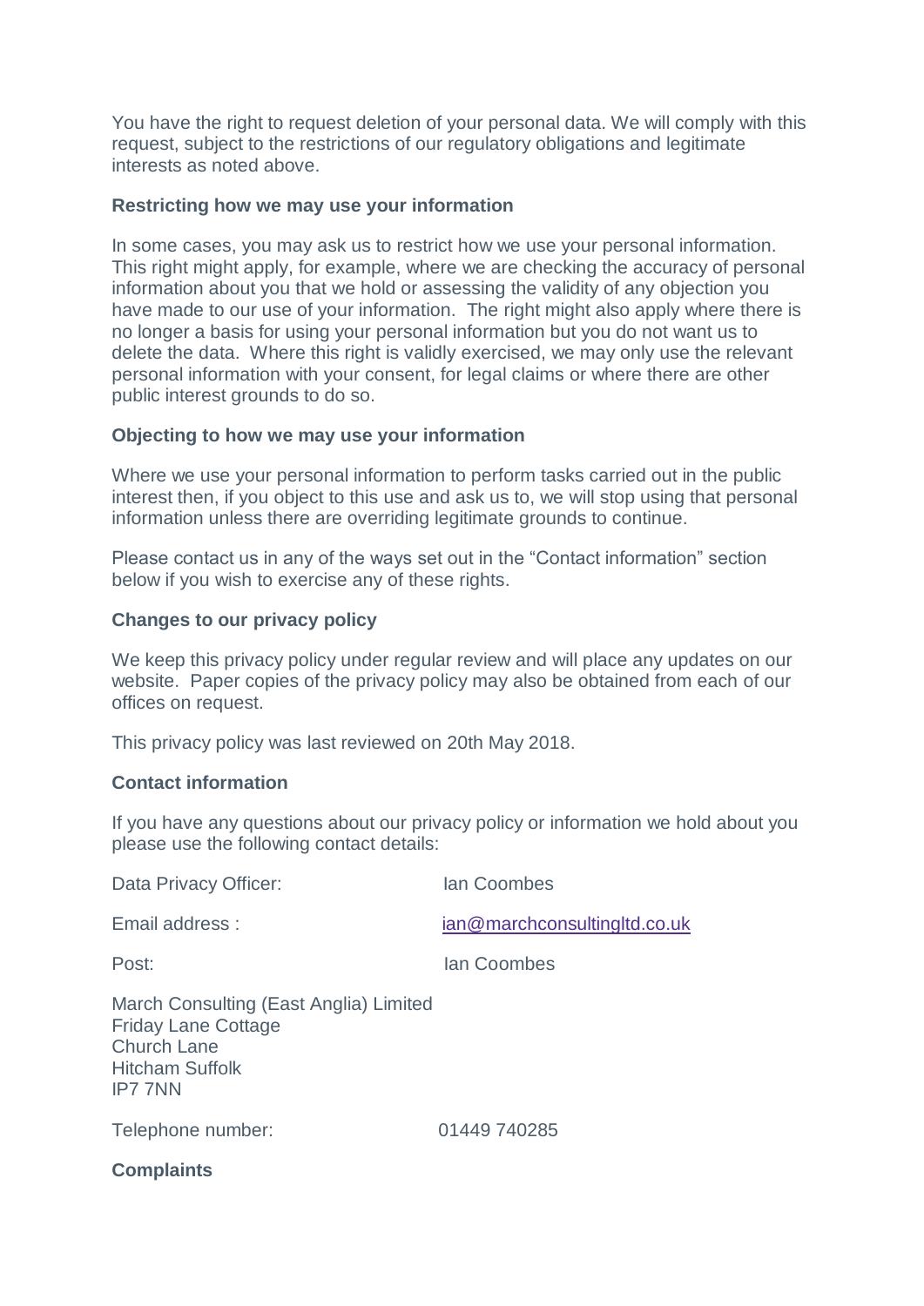You have the right to request deletion of your personal data. We will comply with this request, subject to the restrictions of our regulatory obligations and legitimate interests as noted above.

**Restricting how we may use your information**

In some cases, you may ask us to restrict how we use your personal information. This right might apply, for example, where we are checking the accuracy of personal information about you that we hold or assessing the validity of any objection you have made to our use of your information. The right might also apply where there is no longer a basis for using your personal information but you do not want us to delete the data. Where this right is validly exercised, we may only use the relevant personal information with your consent, for legal claims or where there are other public interest grounds to do so.

**Objecting to how we may use your information**

Where we use your personal information to perform tasks carried out in the public interest then, if you object to this use and ask us to, we will stop using that personal information unless there are overriding legitimate grounds to continue.

Please contact us in any of the ways set out in the "Contact information" section below if you wish to exercise any of these rights.

**Changes to our privacy policy**

We keep this privacy policy under regular review and will place any updates on our website. Paper copies of the privacy policy may also be obtained from each of our offices on request.

This privacy policy was last reviewed on 20th May 2018.

**Contact information**

If you have any questions about our privacy policy or information we hold about you please use the following contact details:

Data Privacy Officer: Ian Coombes

Email address : ian@marchconsultingltd.co.uk

Post: Ian Coombes

March Consulting (East Anglia) Limited
Friday Lane Cottage
Church Lane
Hitcham Suffolk
IP7 7NN

Telephone number: 01449 740285

**Complaints**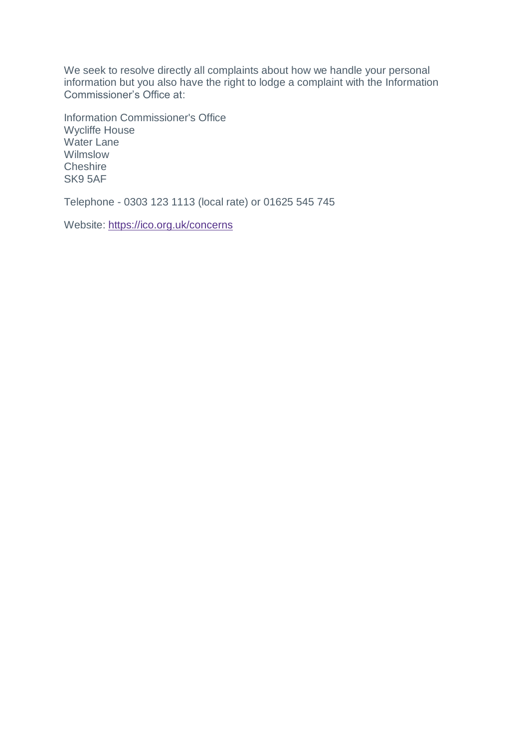We seek to resolve directly all complaints about how we handle your personal information but you also have the right to lodge a complaint with the Information Commissioner's Office at:

Information Commissioner's Office
Wycliffe House
Water Lane
Wilmslow
Cheshire
SK9 5AF

Telephone - 0303 123 1113 (local rate) or 01625 545 745

Website: [https://ico.org.uk/concerns](https://ico.org.uk/concerns)